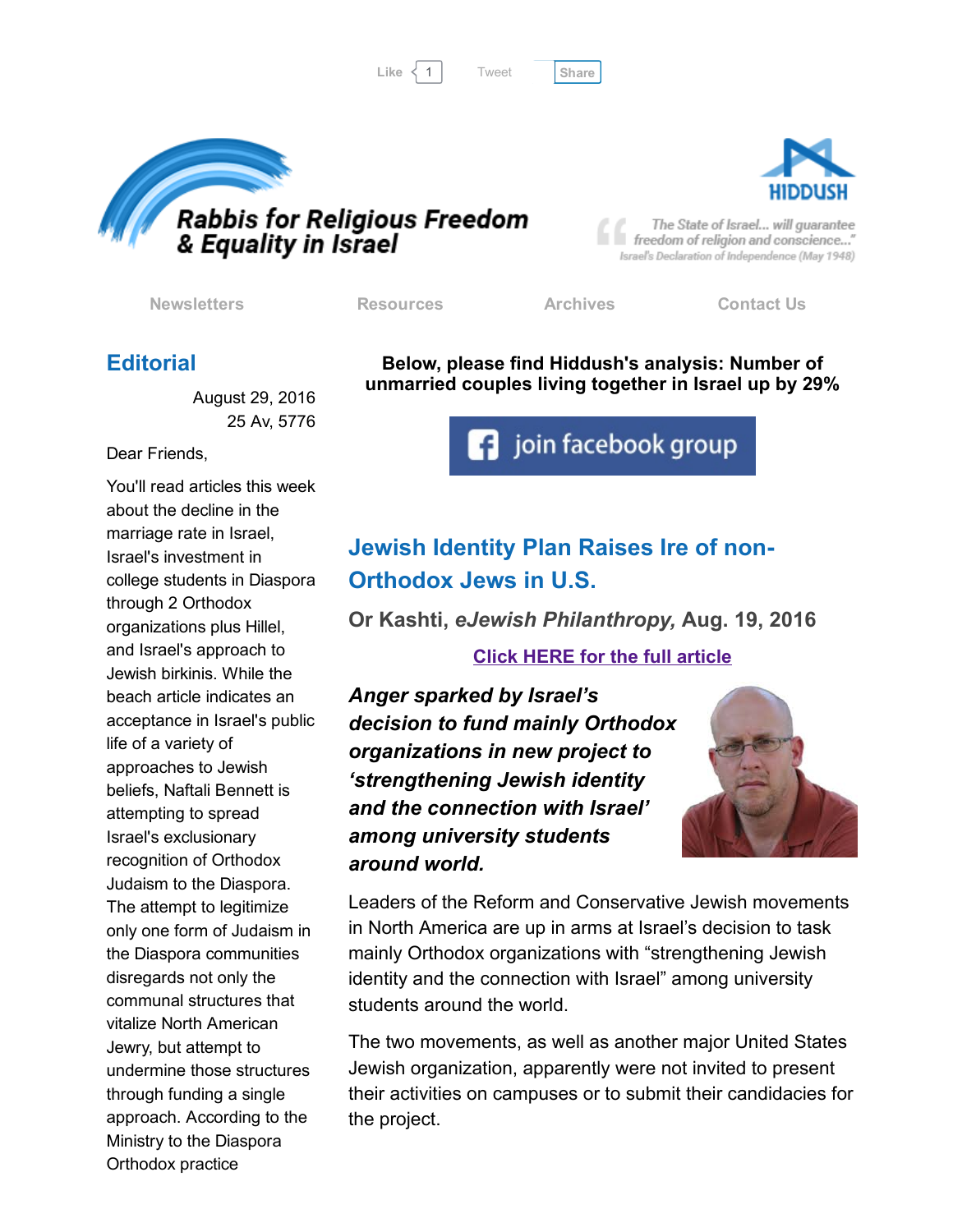Like 1 Tweet Share

**Rabbis for Religious Freedom & Equality in Israel**

**HIDDUSH**

"The State of Israel... will guarantee freedom of religion and conscience..."
Israel's Declaration of Independence (May 1948)

Newsletters | Resources | Archives | Contact Us

## Editorial

August 29, 2016
25 Av, 5776

Dear Friends,

You'll read articles this week about the decline in the marriage rate in Israel, Israel's investment in college students in Diaspora through 2 Orthodox organizations plus Hillel, and Israel's approach to Jewish birkinis. While the beach article indicates an acceptance in Israel's public life of a variety of approaches to Jewish beliefs, Naftali Bennett is attempting to spread Israel's exclusionary recognition of Orthodox Judaism to the Diaspora. The attempt to legitimize only one form of Judaism in the Diaspora communities disregards not only the communal structures that vitalize North American Jewry, but attempt to undermine those structures through funding a single approach. According to the Ministry to the Diaspora Orthodox practice

**Below, please find Hiddush's analysis: Number of unmarried couples living together in Israel up by 29%**

join facebook group

## Jewish Identity Plan Raises Ire of non-Orthodox Jews in U.S.

**Or Kashti, *eJewish Philanthropy,* Aug. 19, 2016**

Click HERE for the full article

***Anger sparked by Israel's decision to fund mainly Orthodox organizations in new project to 'strengthening Jewish identity and the connection with Israel' among university students around world.***

Leaders of the Reform and Conservative Jewish movements in North America are up in arms at Israel's decision to task mainly Orthodox organizations with "strengthening Jewish identity and the connection with Israel" among university students around the world.

The two movements, as well as another major United States Jewish organization, apparently were not invited to present their activities on campuses or to submit their candidacies for the project.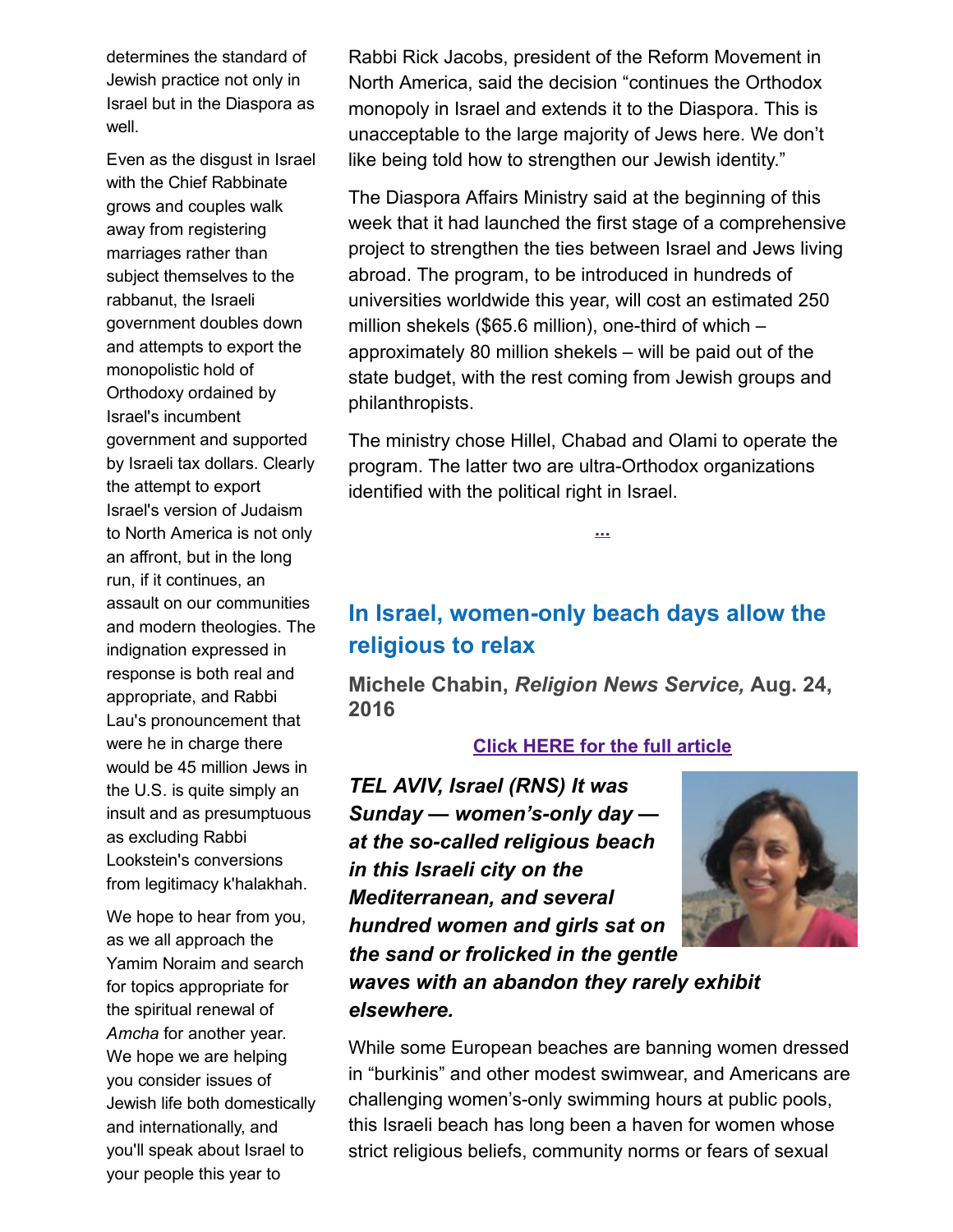determines the standard of Jewish practice not only in Israel but in the Diaspora as well.

Even as the disgust in Israel with the Chief Rabbinate grows and couples walk away from registering marriages rather than subject themselves to the rabbanut, the Israeli government doubles down and attempts to export the monopolistic hold of Orthodoxy ordained by Israel's incumbent government and supported by Israeli tax dollars. Clearly the attempt to export Israel's version of Judaism to North America is not only an affront, but in the long run, if it continues, an assault on our communities and modern theologies. The indignation expressed in response is both real and appropriate, and Rabbi Lau's pronouncement that were he in charge there would be 45 million Jews in the U.S. is quite simply an insult and as presumptuous as excluding Rabbi Lookstein's conversions from legitimacy k'halakhah.

We hope to hear from you, as we all approach the Yamim Noraim and search for topics appropriate for the spiritual renewal of *Amcha* for another year. We hope we are helping you consider issues of Jewish life both domestically and internationally, and you'll speak about Israel to your people this year to

Rabbi Rick Jacobs, president of the Reform Movement in North America, said the decision "continues the Orthodox monopoly in Israel and extends it to the Diaspora. This is unacceptable to the large majority of Jews here. We don't like being told how to strengthen our Jewish identity."

The Diaspora Affairs Ministry said at the beginning of this week that it had launched the first stage of a comprehensive project to strengthen the ties between Israel and Jews living abroad. The program, to be introduced in hundreds of universities worldwide this year, will cost an estimated 250 million shekels ($65.6 million), one-third of which – approximately 80 million shekels – will be paid out of the state budget, with the rest coming from Jewish groups and philanthropists.

The ministry chose Hillel, Chabad and Olami to operate the program. The latter two are ultra-Orthodox organizations identified with the political right in Israel.

...

## In Israel, women-only beach days allow the religious to relax

**Michele Chabin, *Religion News Service,* Aug. 24, 2016**

Click HERE for the full article

***TEL AVIV, Israel (RNS) It was Sunday — women's-only day — at the so-called religious beach in this Israeli city on the Mediterranean, and several hundred women and girls sat on the sand or frolicked in the gentle waves with an abandon they rarely exhibit elsewhere.***

While some European beaches are banning women dressed in "burkinis" and other modest swimwear, and Americans are challenging women's-only swimming hours at public pools, this Israeli beach has long been a haven for women whose strict religious beliefs, community norms or fears of sexual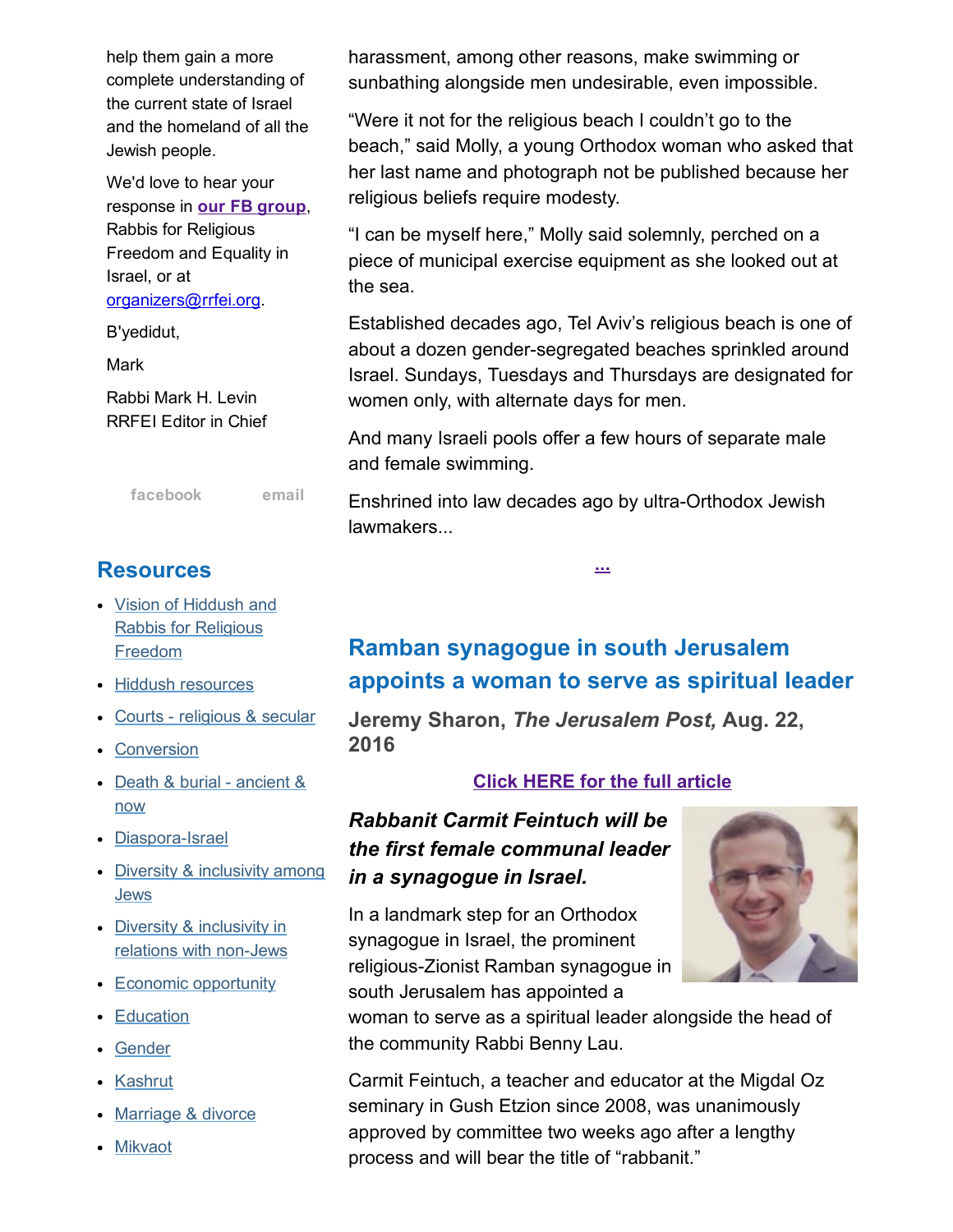help them gain a more complete understanding of the current state of Israel and the homeland of all the Jewish people.

We'd love to hear your response in **our FB group**, Rabbis for Religious Freedom and Equality in Israel, or at organizers@rrfei.org.

B'yedidut,

Mark

Rabbi Mark H. Levin
RRFEI Editor in Chief

facebook email

## Resources

- Vision of Hiddush and Rabbis for Religious Freedom
- Hiddush resources
- Courts - religious & secular
- Conversion
- Death & burial - ancient & now
- Diaspora-Israel
- Diversity & inclusivity among Jews
- Diversity & inclusivity in relations with non-Jews
- Economic opportunity
- Education
- Gender
- Kashrut
- Marriage & divorce
- Mikvaot

harassment, among other reasons, make swimming or sunbathing alongside men undesirable, even impossible.

“Were it not for the religious beach I couldn’t go to the beach,” said Molly, a young Orthodox woman who asked that her last name and photograph not be published because her religious beliefs require modesty.

“I can be myself here,” Molly said solemnly, perched on a piece of municipal exercise equipment as she looked out at the sea.

Established decades ago, Tel Aviv’s religious beach is one of about a dozen gender-segregated beaches sprinkled around Israel. Sundays, Tuesdays and Thursdays are designated for women only, with alternate days for men.

And many Israeli pools offer a few hours of separate male and female swimming.

Enshrined into law decades ago by ultra-Orthodox Jewish lawmakers...

...

## Ramban synagogue in south Jerusalem appoints a woman to serve as spiritual leader

**Jeremy Sharon, *The Jerusalem Post,* Aug. 22, 2016**

**Click HERE for the full article**

***Rabbanit Carmit Feintuch will be the first female communal leader in a synagogue in Israel.***

In a landmark step for an Orthodox synagogue in Israel, the prominent religious-Zionist Ramban synagogue in south Jerusalem has appointed a woman to serve as a spiritual leader alongside the head of the community Rabbi Benny Lau.

Carmit Feintuch, a teacher and educator at the Migdal Oz seminary in Gush Etzion since 2008, was unanimously approved by committee two weeks ago after a lengthy process and will bear the title of “rabbanit.”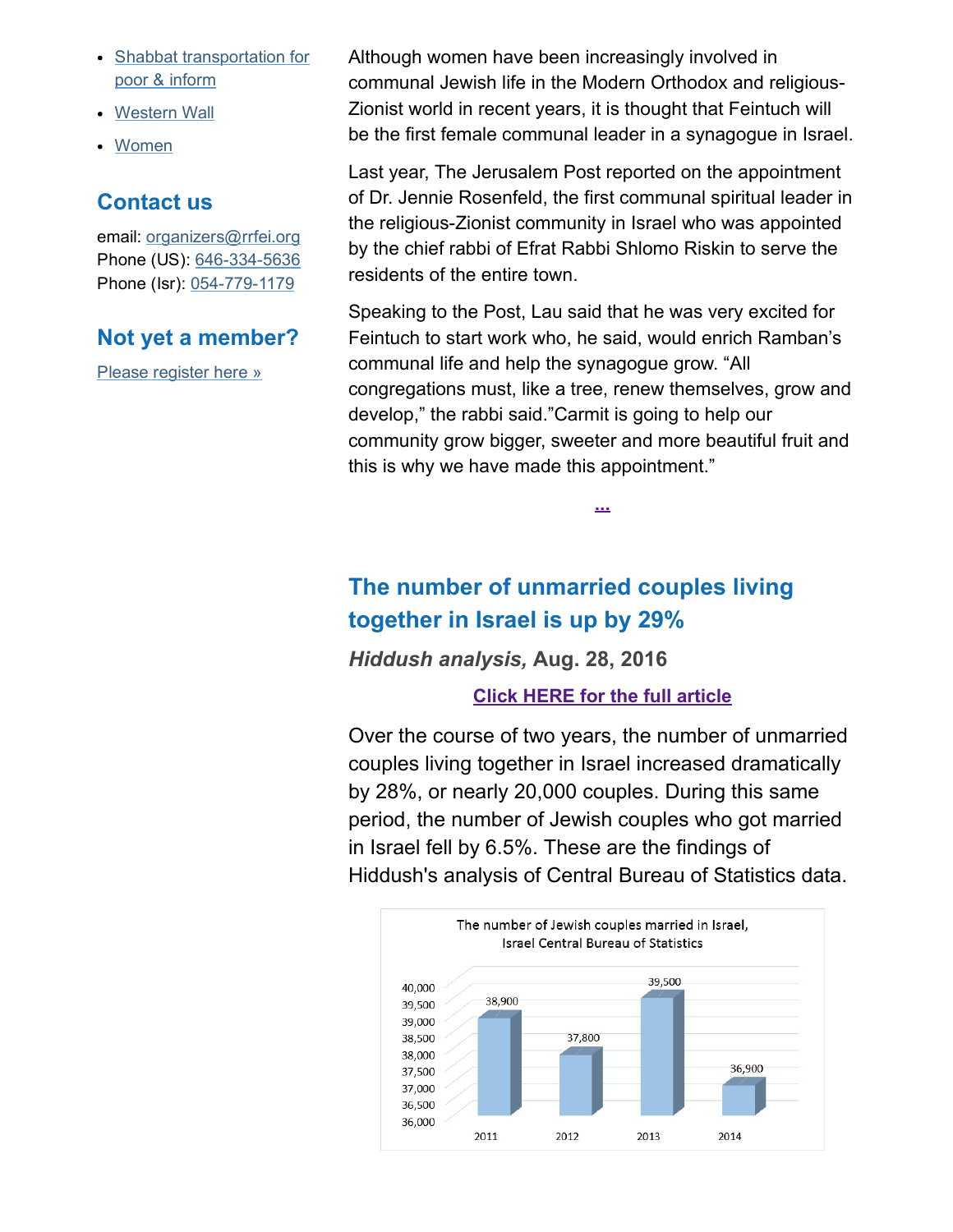- Shabbat transportation for poor & inform
- Western Wall
- Women

## Contact us

email: organizers@rrfei.org
Phone (US): 646-334-5636
Phone (Isr): 054-779-1179

## Not yet a member?

Please register here »

Although women have been increasingly involved in communal Jewish life in the Modern Orthodox and religious-Zionist world in recent years, it is thought that Feintuch will be the first female communal leader in a synagogue in Israel.

Last year, The Jerusalem Post reported on the appointment of Dr. Jennie Rosenfeld, the first communal spiritual leader in the religious-Zionist community in Israel who was appointed by the chief rabbi of Efrat Rabbi Shlomo Riskin to serve the residents of the entire town.

Speaking to the Post, Lau said that he was very excited for Feintuch to start work who, he said, would enrich Ramban's communal life and help the synagogue grow. "All congregations must, like a tree, renew themselves, grow and develop," the rabbi said."Carmit is going to help our community grow bigger, sweeter and more beautiful fruit and this is why we have made this appointment."

...

## The number of unmarried couples living together in Israel is up by 29%

***Hiddush analysis,*** **Aug. 28, 2016**

**Click HERE for the full article**

Over the course of two years, the number of unmarried couples living together in Israel increased dramatically by 28%, or nearly 20,000 couples. During this same period, the number of Jewish couples who got married in Israel fell by 6.5%. These are the findings of Hiddush's analysis of Central Bureau of Statistics data.

The number of Jewish couples married in Israel, Israel Central Bureau of Statistics

| Year | Couples |
|---|---|
| 2011 | 38,900 |
| 2012 | 37,800 |
| 2013 | 39,500 |
| 2014 | 36,900 |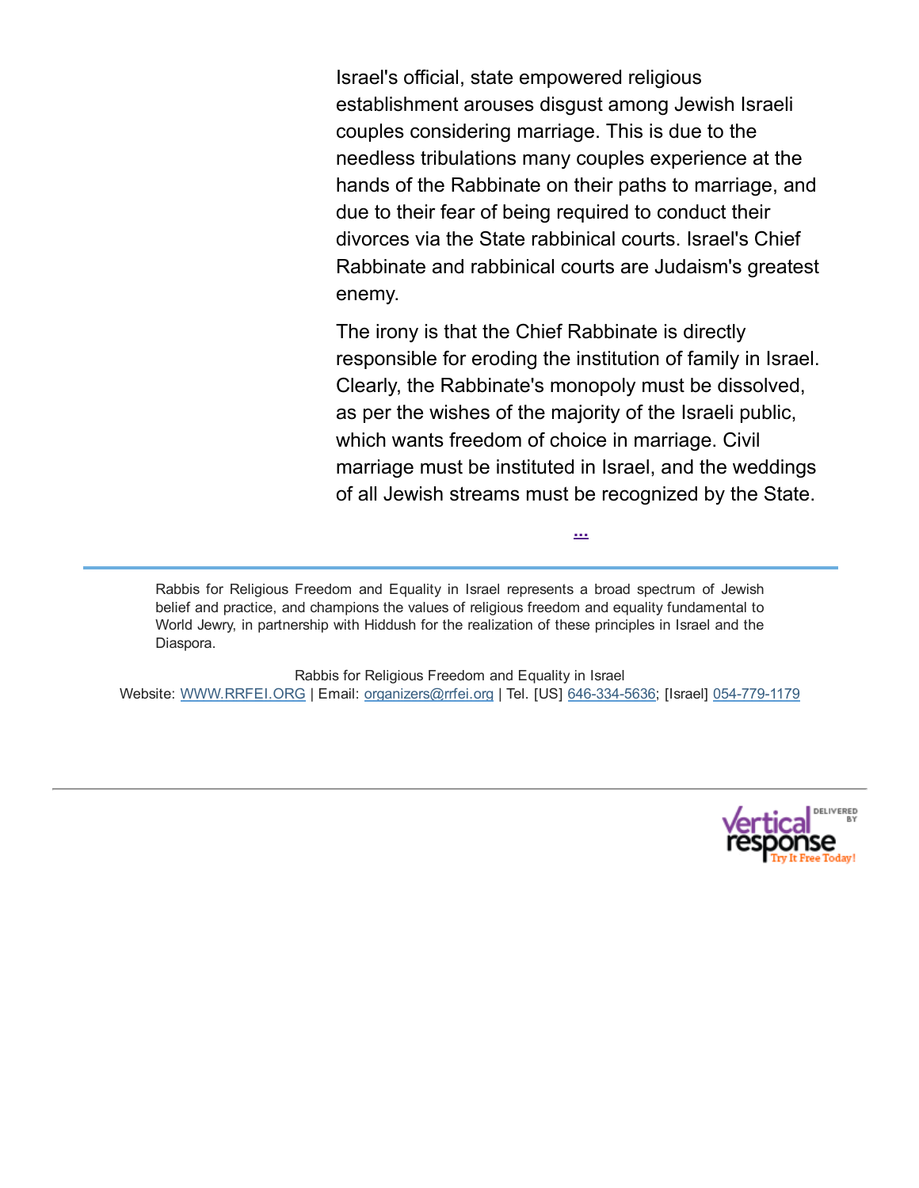Israel's official, state empowered religious establishment arouses disgust among Jewish Israeli couples considering marriage. This is due to the needless tribulations many couples experience at the hands of the Rabbinate on their paths to marriage, and due to their fear of being required to conduct their divorces via the State rabbinical courts. Israel's Chief Rabbinate and rabbinical courts are Judaism's greatest enemy.

The irony is that the Chief Rabbinate is directly responsible for eroding the institution of family in Israel. Clearly, the Rabbinate's monopoly must be dissolved, as per the wishes of the majority of the Israeli public, which wants freedom of choice in marriage. Civil marriage must be instituted in Israel, and the weddings of all Jewish streams must be recognized by the State.

...

---

Rabbis for Religious Freedom and Equality in Israel represents a broad spectrum of Jewish belief and practice, and champions the values of religious freedom and equality fundamental to World Jewry, in partnership with Hiddush for the realization of these principles in Israel and the Diaspora.

Rabbis for Religious Freedom and Equality in Israel
Website: WWW.RRFEI.ORG | Email: organizers@rrfei.org | Tel. [US] 646-334-5636; [Israel] 054-779-1179

---

Vertical response DELIVERED BY Try It Free Today!